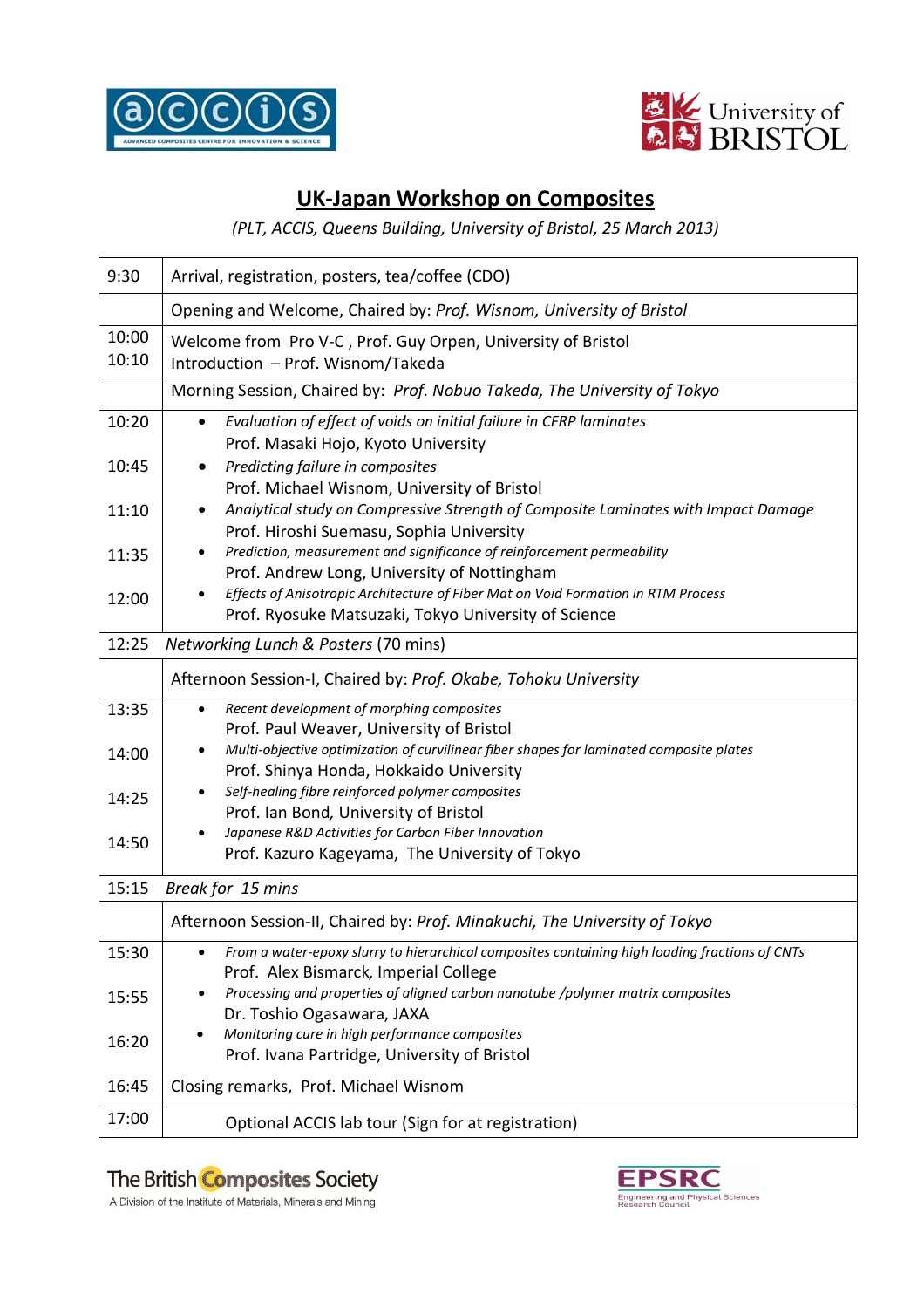## UK-Japan Workshop on Composites

*(PLT, ACCIS, Queens Building, University of Bristol, 25 March 2013)*

| | |
|---|---|
| 9:30 | Arrival, registration, posters, tea/coffee (CDO) |
| | Opening and Welcome, Chaired by: *Prof. Wisnom, University of Bristol* |
| 10:00<br>10:10 | Welcome from Pro V-C , Prof. Guy Orpen, University of Bristol<br>Introduction – Prof. Wisnom/Takeda |
| | Morning Session, Chaired by: *Prof. Nobuo Takeda, The University of Tokyo* |
| 10:20 | • *Evaluation of effect of voids on initial failure in CFRP laminates*<br>Prof. Masaki Hojo, Kyoto University |
| 10:45 | • *Predicting failure in composites*<br>Prof. Michael Wisnom, University of Bristol |
| 11:10 | • *Analytical study on Compressive Strength of Composite Laminates with Impact Damage*<br>Prof. Hiroshi Suemasu, Sophia University |
| 11:35 | • *Prediction, measurement and significance of reinforcement permeability*<br>Prof. Andrew Long, University of Nottingham |
| 12:00 | • *Effects of Anisotropic Architecture of Fiber Mat on Void Formation in RTM Process*<br>Prof. Ryosuke Matsuzaki, Tokyo University of Science |
| 12:25 | *Networking Lunch & Posters* (70 mins) |
| | Afternoon Session-I, Chaired by: *Prof. Okabe, Tohoku University* |
| 13:35 | • *Recent development of morphing composites*<br>Prof. Paul Weaver, University of Bristol |
| 14:00 | • *Multi-objective optimization of curvilinear fiber shapes for laminated composite plates*<br>Prof. Shinya Honda, Hokkaido University |
| 14:25 | • *Self-healing fibre reinforced polymer composites*<br>Prof. Ian Bond, University of Bristol |
| 14:50 | • *Japanese R&D Activities for Carbon Fiber Innovation*<br>Prof. Kazuro Kageyama, The University of Tokyo |
| 15:15 | *Break for 15 mins* |
| | Afternoon Session-II, Chaired by: *Prof. Minakuchi, The University of Tokyo* |
| 15:30 | • *From a water-epoxy slurry to hierarchical composites containing high loading fractions of CNTs*<br>Prof. Alex Bismarck, Imperial College |
| 15:55 | • *Processing and properties of aligned carbon nanotube /polymer matrix composites*<br>Dr. Toshio Ogasawara, JAXA |
| 16:20 | • *Monitoring cure in high performance composites*<br>Prof. Ivana Partridge, University of Bristol |
| 16:45 | Closing remarks, Prof. Michael Wisnom |
| 17:00 | Optional ACCIS lab tour (Sign for at registration) |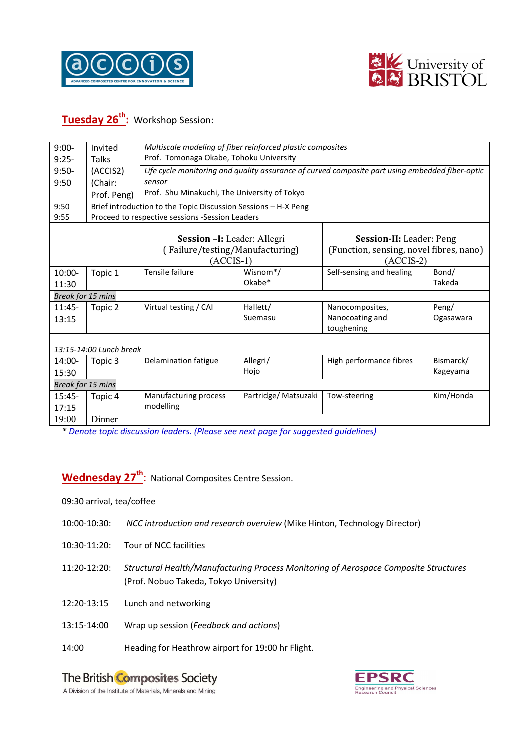## Tuesday 26th: Workshop Session:

| | | | | | |
|---|---|---|---|---|---|
| 9:00-9:25- 9:50- 9:50 | Invited Talks (ACCIS2) (Chair: Prof. Peng) | *Multiscale modeling of fiber reinforced plastic composites* Prof. Tomonaga Okabe, Tohoku University<br>*Life cycle monitoring and quality assurance of curved composite part using embedded fiber-optic sensor* Prof. Shu Minakuchi, The University of Tokyo | | | |
| 9:50 9:55 | Brief introduction to the Topic Discussion Sessions – H-X Peng<br>Proceed to respective sessions -Session Leaders | | | | |
| | | **Session –I:** Leader: Allegri ( Failure/testing/Manufacturing) (ACCIS-1) | | **Session-II:** Leader: Peng (Function, sensing, novel fibres, nano) (ACCIS-2) | |
| 10:00-11:30 | Topic 1 | Tensile failure | Wisnom*/ Okabe* | Self-sensing and healing | Bond/ Takeda |
| *Break for 15 mins* | | | | | |
| 11:45-13:15 | Topic 2 | Virtual testing / CAI | Hallett/ Suemasu | Nanocomposites, Nanocoating and toughening | Peng/ Ogasawara |
| *13:15-14:00 Lunch break* | | | | | |
| 14:00-15:30 | Topic 3 | Delamination fatigue | Allegri/ Hojo | High performance fibres | Bismarck/ Kageyama |
| *Break for 15 mins* | | | | | |
| 15:45-17:15 | Topic 4 | Manufacturing process modelling | Partridge/ Matsuzaki | Tow-steering | Kim/Honda |
| 19:00 | Dinner | | | | |

* *Denote topic discussion leaders. (Please see next page for suggested guidelines)*

## Wednesday 27th: National Composites Centre Session.

09:30 arrival, tea/coffee

10:00-10:30: *NCC introduction and research overview* (Mike Hinton, Technology Director)

10:30-11:20: Tour of NCC facilities

11:20-12:20: *Structural Health/Manufacturing Process Monitoring of Aerospace Composite Structures* (Prof. Nobuo Takeda, Tokyo University)

12:20-13:15 Lunch and networking

13:15-14:00 Wrap up session (*Feedback and actions*)

14:00 Heading for Heathrow airport for 19:00 hr Flight.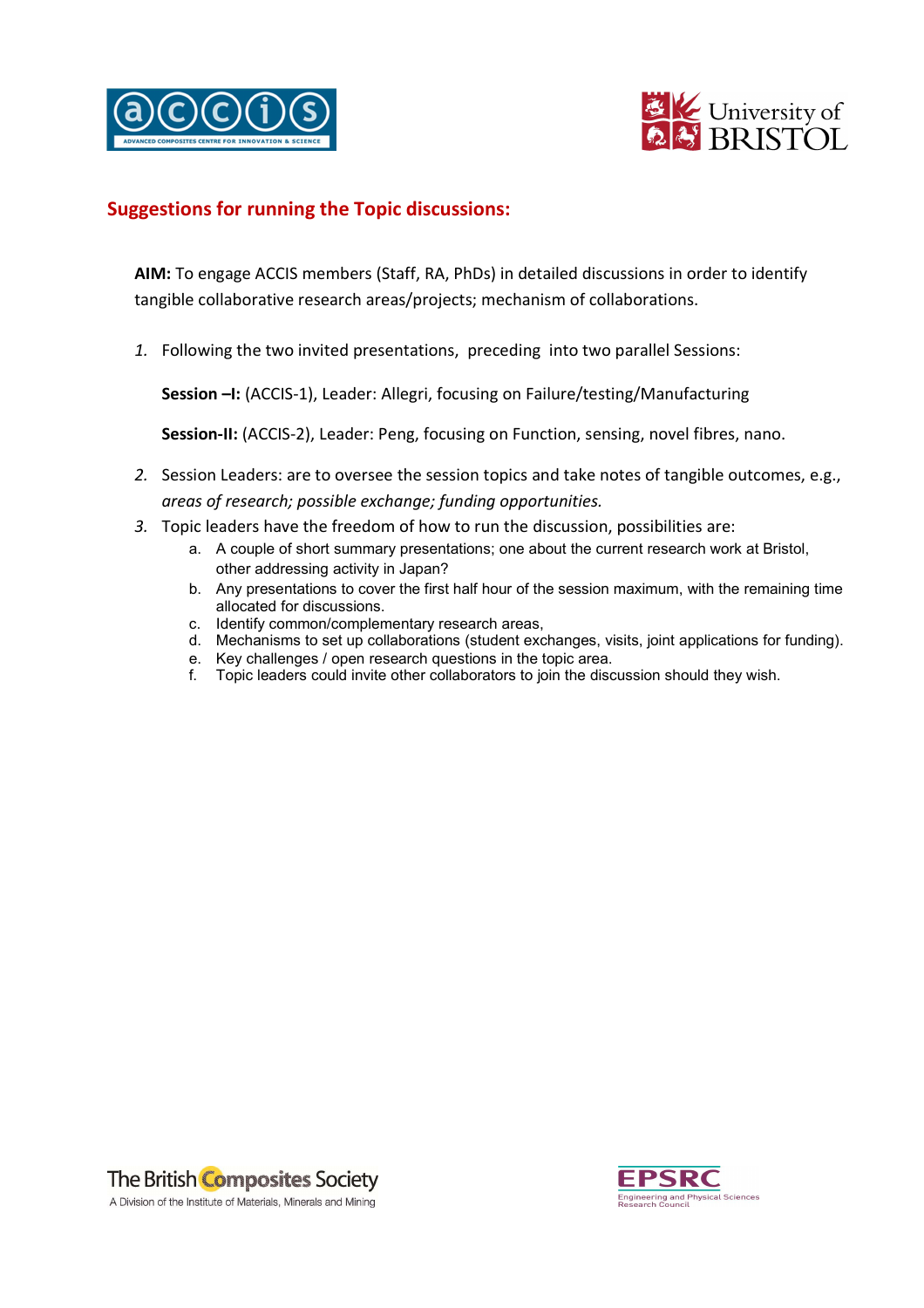## Suggestions for running the Topic discussions:

**AIM:** To engage ACCIS members (Staff, RA, PhDs) in detailed discussions in order to identify tangible collaborative research areas/projects; mechanism of collaborations.

1. Following the two invited presentations, preceding into two parallel Sessions:

   **Session –I:** (ACCIS-1), Leader: Allegri, focusing on Failure/testing/Manufacturing

   **Session-II:** (ACCIS-2), Leader: Peng, focusing on Function, sensing, novel fibres, nano.

2. Session Leaders: are to oversee the session topics and take notes of tangible outcomes, e.g., *areas of research; possible exchange; funding opportunities.*
3. Topic leaders have the freedom of how to run the discussion, possibilities are:
   a. A couple of short summary presentations; one about the current research work at Bristol, other addressing activity in Japan?
   b. Any presentations to cover the first half hour of the session maximum, with the remaining time allocated for discussions.
   c. Identify common/complementary research areas,
   d. Mechanisms to set up collaborations (student exchanges, visits, joint applications for funding).
   e. Key challenges / open research questions in the topic area.
   f. Topic leaders could invite other collaborators to join the discussion should they wish.